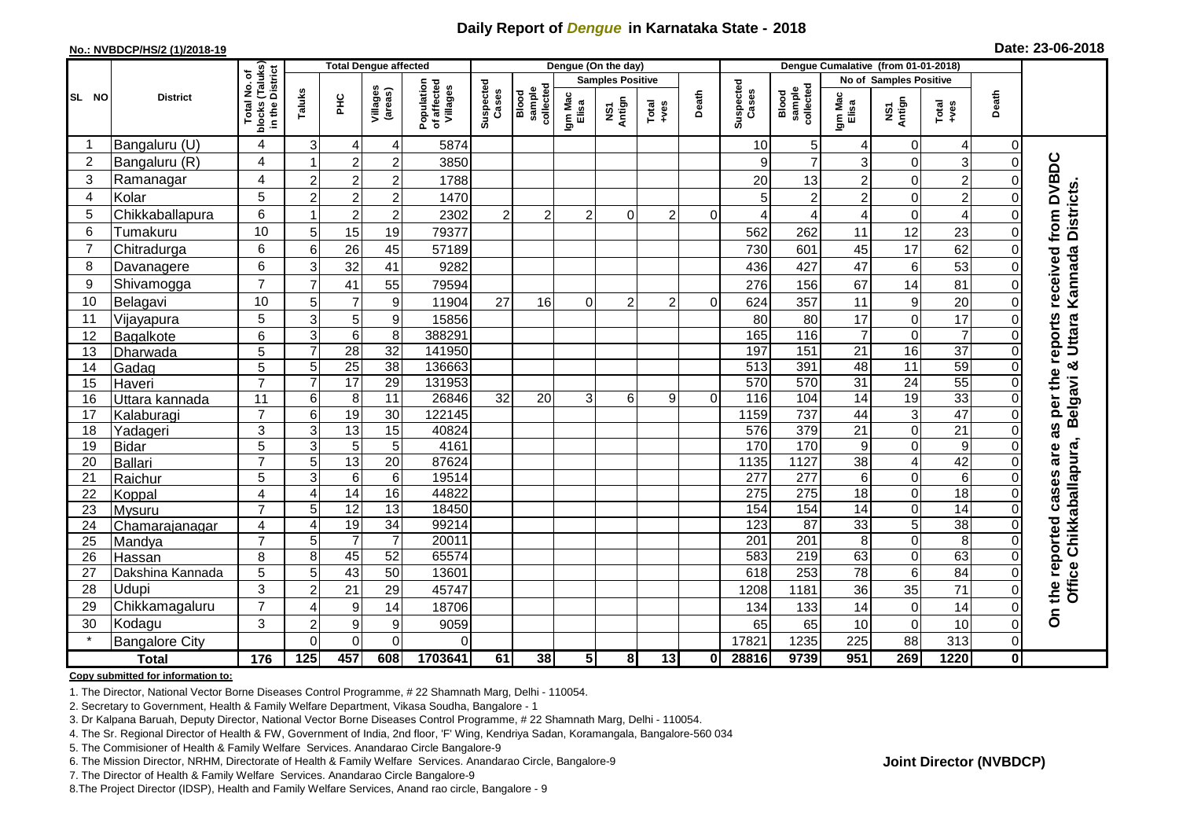# Daily Report of *Dengue* in Karnataka State - 2018

**No.: NVBDCP/HS/2 (1)/2018-19**

**Date: 23-06-2018**

| SL NO | District | Total No. of blocks (Taluks) in the District | Total Dengue affected | | | | Dengue (On the day) | | | | | | | Dengue Cumalative (from 01-01-2018) | | | | | | | |
|---|---|---|---|---|---|---|---|---|---|---|---|---|---|---|---|---|---|---|---|---|
| | | | Taluks | PHC | Villages (areas) | Population of affected Villages | Suspected Cases | Blood sample collected | Samples Positive | | | Death | Suspected Cases | Blood sample collected | No of Samples Positive | | | Death | |
| | | | | | | | | | Igm Mac Elisa | NS1 Antign | Total +ves | | | | Igm Mac Elisa | NS1 Antign | Total +ves | | |
| 1 | Bangaluru (U) | 4 | 3 | 4 | 4 | 5874 | | | | | | | 10 | 5 | 4 | 0 | 4 | 0 | On the reported cases are as per the reports received from DVBDC Office Chikkaballapura, Belgavi & Uttara Kannada Districts. |
| 2 | Bangaluru (R) | 4 | 1 | 2 | 2 | 3850 | | | | | | | 9 | 7 | 3 | 0 | 3 | 0 | |
| 3 | Ramanagar | 4 | 2 | 2 | 2 | 1788 | | | | | | | 20 | 13 | 2 | 0 | 2 | 0 | |
| 4 | Kolar | 5 | 2 | 2 | 2 | 1470 | | | | | | | 5 | 2 | 2 | 0 | 2 | 0 | |
| 5 | Chikkaballapura | 6 | 1 | 2 | 2 | 2302 | 2 | 2 | 2 | 0 | 2 | 0 | 4 | 4 | 4 | 0 | 4 | 0 | |
| 6 | Tumakuru | 10 | 5 | 15 | 19 | 79377 | | | | | | | 562 | 262 | 11 | 12 | 23 | 0 | |
| 7 | Chitradurga | 6 | 6 | 26 | 45 | 57189 | | | | | | | 730 | 601 | 45 | 17 | 62 | 0 | |
| 8 | Davanagere | 6 | 3 | 32 | 41 | 9282 | | | | | | | 436 | 427 | 47 | 6 | 53 | 0 | |
| 9 | Shivamogga | 7 | 7 | 41 | 55 | 79594 | | | | | | | 276 | 156 | 67 | 14 | 81 | 0 | |
| 10 | Belagavi | 10 | 5 | 7 | 9 | 11904 | 27 | 16 | 0 | 2 | 2 | 0 | 624 | 357 | 11 | 9 | 20 | 0 | |
| 11 | Vijayapura | 5 | 3 | 5 | 9 | 15856 | | | | | | | 80 | 80 | 17 | 0 | 17 | 0 | |
| 12 | Bagalkote | 6 | 3 | 6 | 8 | 388291 | | | | | | | 165 | 116 | 7 | 0 | 7 | 0 | |
| 13 | Dharwada | 5 | 7 | 28 | 32 | 141950 | | | | | | | 197 | 151 | 21 | 16 | 37 | 0 | |
| 14 | Gadag | 5 | 5 | 25 | 38 | 136663 | | | | | | | 513 | 391 | 48 | 11 | 59 | 0 | |
| 15 | Haveri | 7 | 7 | 17 | 29 | 131953 | | | | | | | 570 | 570 | 31 | 24 | 55 | 0 | |
| 16 | Uttara kannada | 11 | 6 | 8 | 11 | 26846 | 32 | 20 | 3 | 6 | 9 | 0 | 116 | 104 | 14 | 19 | 33 | 0 | |
| 17 | Kalaburagi | 7 | 6 | 19 | 30 | 122145 | | | | | | | 1159 | 737 | 44 | 3 | 47 | 0 | |
| 18 | Yadageri | 3 | 3 | 13 | 15 | 40824 | | | | | | | 576 | 379 | 21 | 0 | 21 | 0 | |
| 19 | Bidar | 5 | 3 | 5 | 5 | 4161 | | | | | | | 170 | 170 | 9 | 0 | 9 | 0 | |
| 20 | Ballari | 7 | 5 | 13 | 20 | 87624 | | | | | | | 1135 | 1127 | 38 | 4 | 42 | 0 | |
| 21 | Raichur | 5 | 3 | 6 | 6 | 19514 | | | | | | | 277 | 277 | 6 | 0 | 6 | 0 | |
| 22 | Koppal | 4 | 4 | 14 | 16 | 44822 | | | | | | | 275 | 275 | 18 | 0 | 18 | 0 | |
| 23 | Mysuru | 7 | 5 | 12 | 13 | 18450 | | | | | | | 154 | 154 | 14 | 0 | 14 | 0 | |
| 24 | Chamarajanagar | 4 | 4 | 19 | 34 | 99214 | | | | | | | 123 | 87 | 33 | 5 | 38 | 0 | |
| 25 | Mandya | 7 | 5 | 7 | 7 | 20011 | | | | | | | 201 | 201 | 8 | 0 | 8 | 0 | |
| 26 | Hassan | 8 | 8 | 45 | 52 | 65574 | | | | | | | 583 | 219 | 63 | 0 | 63 | 0 | |
| 27 | Dakshina Kannada | 5 | 5 | 43 | 50 | 13601 | | | | | | | 618 | 253 | 78 | 6 | 84 | 0 | |
| 28 | Udupi | 3 | 2 | 21 | 29 | 45747 | | | | | | | 1208 | 1181 | 36 | 35 | 71 | 0 | |
| 29 | Chikkamagaluru | 7 | 4 | 9 | 14 | 18706 | | | | | | | 134 | 133 | 14 | 0 | 14 | 0 | |
| 30 | Kodagu | 3 | 2 | 9 | 9 | 9059 | | | | | | | 65 | 65 | 10 | 0 | 10 | 0 | |
| * | Bangalore City | | 0 | 0 | 0 | 0 | | | | | | | 17821 | 1235 | 225 | 88 | 313 | 0 | |
| | **Total** | **176** | **125** | **457** | **608** | **1703641** | **61** | **38** | **5** | **8** | **13** | **0** | **28816** | **9739** | **951** | **269** | **1220** | **0** | |

**Copy submitted for information to:**

1. The Director, National Vector Borne Diseases Control Programme, # 22 Shamnath Marg, Delhi - 110054.
2. Secretary to Government, Health & Family Welfare Department, Vikasa Soudha, Bangalore - 1
3. Dr Kalpana Baruah, Deputy Director, National Vector Borne Diseases Control Programme, # 22 Shamnath Marg, Delhi - 110054.
4. The Sr. Regional Director of Health & FW, Government of India, 2nd floor, 'F' Wing, Kendriya Sadan, Koramangala, Bangalore-560 034
5. The Commisioner of Health & Family Welfare Services. Anandarao Circle Bangalore-9
6. The Mission Director, NRHM, Directorate of Health & Family Welfare Services. Anandarao Circle, Bangalore-9
7. The Director of Health & Family Welfare Services. Anandarao Circle Bangalore-9
8. The Project Director (IDSP), Health and Family Welfare Services, Anand rao circle, Bangalore - 9

**Joint Director (NVBDCP)**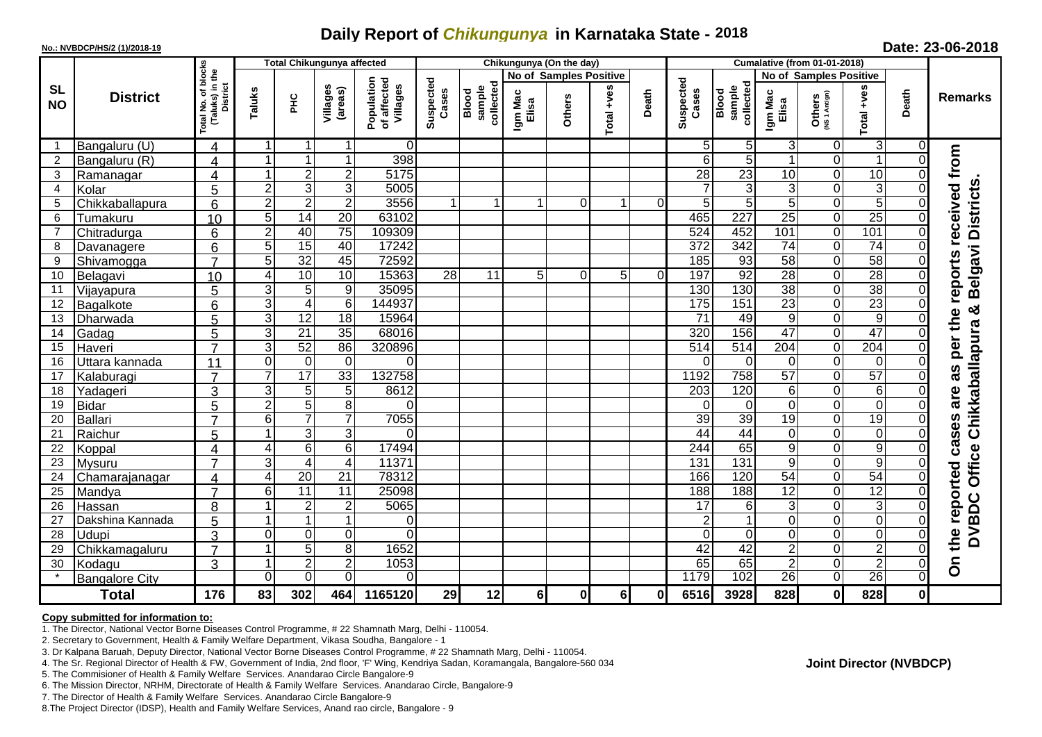# Daily Report of *Chikungunya* in Karnataka State - 2018

**No.: NVBDCP/HS/2 (1)/2018-19**

**Date: 23-06-2018**

| SL NO | District | Total No. of blocks (Taluks) in the District | Total Chikungunya affected | | | | Chikungunya (On the day) | | | | | | | Cumalative (from 01-01-2018) | | | | | | | Remarks |
|---|---|---|---|---|---|---|---|---|---|---|---|---|---|---|---|---|---|---|---|---|---|
| | | | Taluks | PHC | Villages (areas) | Population of affected Villages | Suspected Cases | Blood sample collected | No of Samples Positive | | | Death | Suspected Cases | Blood sample collected | No of Samples Positive | | | Death | |
| | | | | | | | | | Igm Mac Elisa | Others | Total +ves | | | | Igm Mac Elisa | Others (NS 1 Antign) | Total +ves | | |
| 1 | Bangaluru (U) | 4 | 1 | 1 | 1 | 0 | | | | | | | 5 | 5 | 3 | 0 | 3 | 0 | On the reported cases are as per the reports received from DVBDC Office Chikkaballapura & Belgavi Districts. |
| 2 | Bangaluru (R) | 4 | 1 | 1 | 1 | 398 | | | | | | | 6 | 5 | 1 | 0 | 1 | 0 | |
| 3 | Ramanagar | 4 | 1 | 2 | 2 | 5175 | | | | | | | 28 | 23 | 10 | 0 | 10 | 0 | |
| 4 | Kolar | 5 | 2 | 3 | 3 | 5005 | | | | | | | 7 | 3 | 3 | 0 | 3 | 0 | |
| 5 | Chikkaballapura | 6 | 2 | 2 | 2 | 3556 | 1 | 1 | 1 | 0 | 1 | 0 | 5 | 5 | 5 | 0 | 5 | 0 | |
| 6 | Tumakuru | 10 | 5 | 14 | 20 | 63102 | | | | | | | 465 | 227 | 25 | 0 | 25 | 0 | |
| 7 | Chitradurga | 6 | 2 | 40 | 75 | 109309 | | | | | | | 524 | 452 | 101 | 0 | 101 | 0 | |
| 8 | Davanagere | 6 | 5 | 15 | 40 | 17242 | | | | | | | 372 | 342 | 74 | 0 | 74 | 0 | |
| 9 | Shivamogga | 7 | 5 | 32 | 45 | 72592 | | | | | | | 185 | 93 | 58 | 0 | 58 | 0 | |
| 10 | Belagavi | 10 | 4 | 10 | 10 | 15363 | 28 | 11 | 5 | 0 | 5 | 0 | 197 | 92 | 28 | 0 | 28 | 0 | |
| 11 | Vijayapura | 5 | 3 | 5 | 9 | 35095 | | | | | | | 130 | 130 | 38 | 0 | 38 | 0 | |
| 12 | Bagalkote | 6 | 3 | 4 | 6 | 144937 | | | | | | | 175 | 151 | 23 | 0 | 23 | 0 | |
| 13 | Dharwada | 5 | 3 | 12 | 18 | 15964 | | | | | | | 71 | 49 | 9 | 0 | 9 | 0 | |
| 14 | Gadag | 5 | 3 | 21 | 35 | 68016 | | | | | | | 320 | 156 | 47 | 0 | 47 | 0 | |
| 15 | Haveri | 7 | 3 | 52 | 86 | 320896 | | | | | | | 514 | 514 | 204 | 0 | 204 | 0 | |
| 16 | Uttara kannada | 11 | 0 | 0 | 0 | 0 | | | | | | | 0 | 0 | 0 | 0 | 0 | 0 | |
| 17 | Kalaburagi | 7 | 7 | 17 | 33 | 132758 | | | | | | | 1192 | 758 | 57 | 0 | 57 | 0 | |
| 18 | Yadageri | 3 | 3 | 5 | 5 | 8612 | | | | | | | 203 | 120 | 6 | 0 | 6 | 0 | |
| 19 | Bidar | 5 | 2 | 5 | 8 | 0 | | | | | | | 0 | 0 | 0 | 0 | 0 | 0 | |
| 20 | Ballari | 7 | 6 | 7 | 7 | 7055 | | | | | | | 39 | 39 | 19 | 0 | 19 | 0 | |
| 21 | Raichur | 5 | 1 | 3 | 3 | 0 | | | | | | | 44 | 44 | 0 | 0 | 0 | 0 | |
| 22 | Koppal | 4 | 4 | 6 | 6 | 17494 | | | | | | | 244 | 65 | 9 | 0 | 9 | 0 | |
| 23 | Mysuru | 7 | 3 | 4 | 4 | 11371 | | | | | | | 131 | 131 | 9 | 0 | 9 | 0 | |
| 24 | Chamarajanagar | 4 | 4 | 20 | 21 | 78312 | | | | | | | 166 | 120 | 54 | 0 | 54 | 0 | |
| 25 | Mandya | 7 | 6 | 11 | 11 | 25098 | | | | | | | 188 | 188 | 12 | 0 | 12 | 0 | |
| 26 | Hassan | 8 | 1 | 2 | 2 | 5065 | | | | | | | 17 | 6 | 3 | 0 | 3 | 0 | |
| 27 | Dakshina Kannada | 5 | 1 | 1 | 1 | 0 | | | | | | | 2 | 1 | 0 | 0 | 0 | 0 | |
| 28 | Udupi | 3 | 0 | 0 | 0 | 0 | | | | | | | 0 | 0 | 0 | 0 | 0 | 0 | |
| 29 | Chikkamagaluru | 7 | 1 | 5 | 8 | 1652 | | | | | | | 42 | 42 | 2 | 0 | 2 | 0 | |
| 30 | Kodagu | 3 | 1 | 2 | 2 | 1053 | | | | | | | 65 | 65 | 2 | 0 | 2 | 0 | |
| * | Bangalore City | | 0 | 0 | 0 | 0 | | | | | | | 1179 | 102 | 26 | 0 | 26 | 0 | |
| | **Total** | **176** | **83** | **302** | **464** | **1165120** | **29** | **12** | **6** | **0** | **6** | **0** | **6516** | **3928** | **828** | **0** | **828** | **0** | |

**Copy submitted for information to:**

1. The Director, National Vector Borne Diseases Control Programme, # 22 Shamnath Marg, Delhi - 110054.
2. Secretary to Government, Health & Family Welfare Department, Vikasa Soudha, Bangalore - 1
3. Dr Kalpana Baruah, Deputy Director, National Vector Borne Diseases Control Programme, # 22 Shamnath Marg, Delhi - 110054.
4. The Sr. Regional Director of Health & FW, Government of India, 2nd floor, 'F' Wing, Kendriya Sadan, Koramangala, Bangalore-560 034
5. The Commisioner of Health & Family Welfare Services. Anandarao Circle Bangalore-9
6. The Mission Director, NRHM, Directorate of Health & Family Welfare Services. Anandarao Circle, Bangalore-9
7. The Director of Health & Family Welfare Services. Anandarao Circle Bangalore-9
8. The Project Director (IDSP), Health and Family Welfare Services, Anand rao circle, Bangalore - 9

**Joint Director (NVBDCP)**